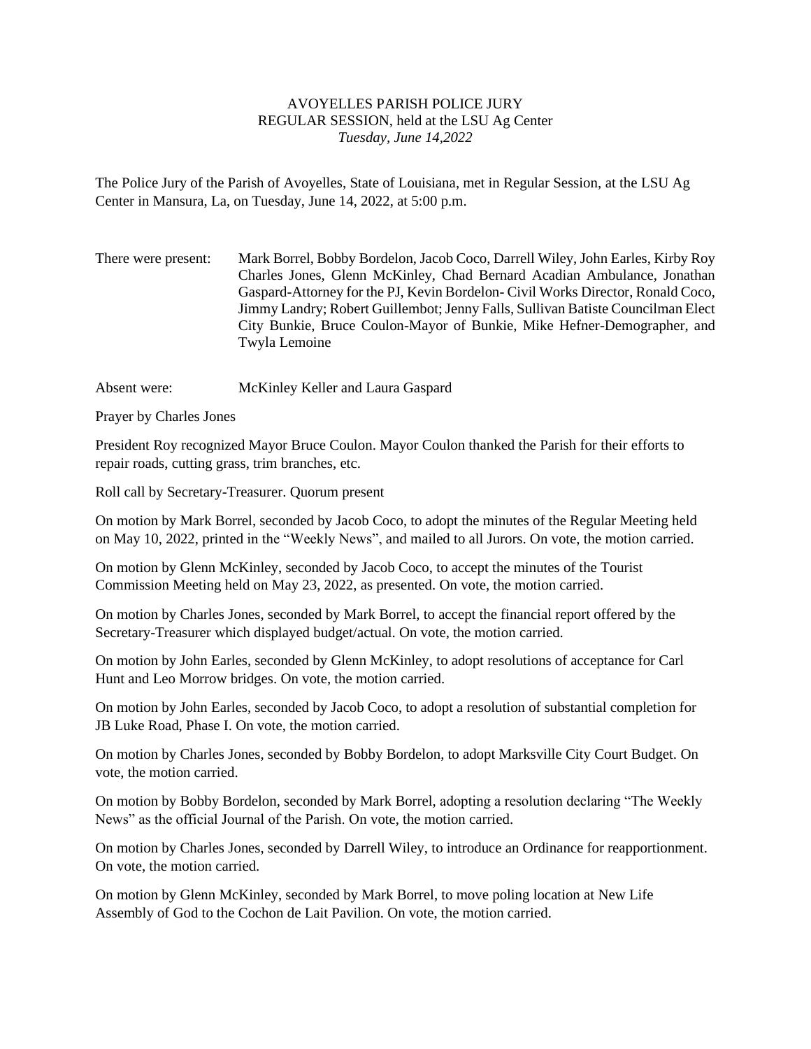AVOYELLES PARISH POLICE JURY
REGULAR SESSION, held at the LSU Ag Center
*Tuesday, June 14,2022*

The Police Jury of the Parish of Avoyelles, State of Louisiana, met in Regular Session, at the LSU Ag Center in Mansura, La, on Tuesday, June 14, 2022, at 5:00 p.m.

There were present: Mark Borrel, Bobby Bordelon, Jacob Coco, Darrell Wiley, John Earles, Kirby Roy Charles Jones, Glenn McKinley, Chad Bernard Acadian Ambulance, Jonathan Gaspard-Attorney for the PJ, Kevin Bordelon- Civil Works Director, Ronald Coco, Jimmy Landry; Robert Guillembot; Jenny Falls, Sullivan Batiste Councilman Elect City Bunkie, Bruce Coulon-Mayor of Bunkie, Mike Hefner-Demographer, and Twyla Lemoine

Absent were: McKinley Keller and Laura Gaspard

Prayer by Charles Jones

President Roy recognized Mayor Bruce Coulon. Mayor Coulon thanked the Parish for their efforts to repair roads, cutting grass, trim branches, etc.

Roll call by Secretary-Treasurer. Quorum present

On motion by Mark Borrel, seconded by Jacob Coco, to adopt the minutes of the Regular Meeting held on May 10, 2022, printed in the "Weekly News", and mailed to all Jurors. On vote, the motion carried.

On motion by Glenn McKinley, seconded by Jacob Coco, to accept the minutes of the Tourist Commission Meeting held on May 23, 2022, as presented. On vote, the motion carried.

On motion by Charles Jones, seconded by Mark Borrel, to accept the financial report offered by the Secretary-Treasurer which displayed budget/actual. On vote, the motion carried.

On motion by John Earles, seconded by Glenn McKinley, to adopt resolutions of acceptance for Carl Hunt and Leo Morrow bridges. On vote, the motion carried.

On motion by John Earles, seconded by Jacob Coco, to adopt a resolution of substantial completion for JB Luke Road, Phase I. On vote, the motion carried.

On motion by Charles Jones, seconded by Bobby Bordelon, to adopt Marksville City Court Budget. On vote, the motion carried.

On motion by Bobby Bordelon, seconded by Mark Borrel, adopting a resolution declaring "The Weekly News" as the official Journal of the Parish. On vote, the motion carried.

On motion by Charles Jones, seconded by Darrell Wiley, to introduce an Ordinance for reapportionment. On vote, the motion carried.

On motion by Glenn McKinley, seconded by Mark Borrel, to move poling location at New Life Assembly of God to the Cochon de Lait Pavilion. On vote, the motion carried.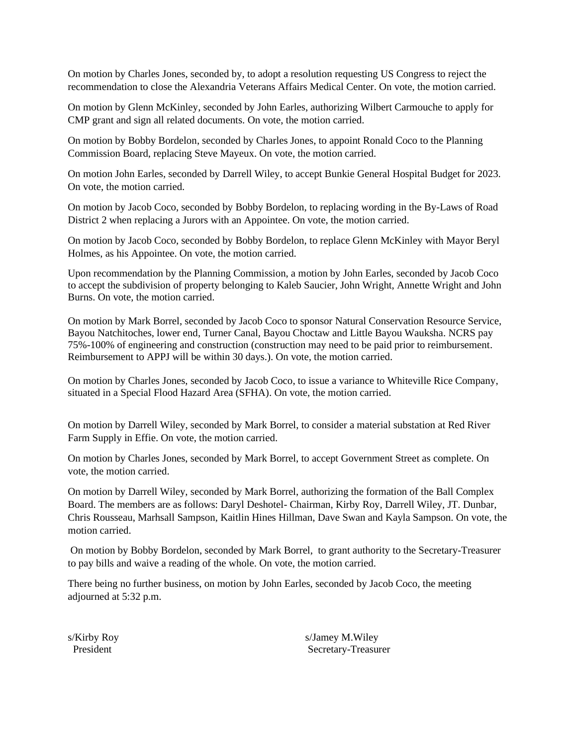On motion by Charles Jones, seconded by, to adopt a resolution requesting US Congress to reject the recommendation to close the Alexandria Veterans Affairs Medical Center. On vote, the motion carried.

On motion by Glenn McKinley, seconded by John Earles, authorizing Wilbert Carmouche to apply for CMP grant and sign all related documents. On vote, the motion carried.

On motion by Bobby Bordelon, seconded by Charles Jones, to appoint Ronald Coco to the Planning Commission Board, replacing Steve Mayeux. On vote, the motion carried.

On motion John Earles, seconded by Darrell Wiley, to accept Bunkie General Hospital Budget for 2023. On vote, the motion carried.

On motion by Jacob Coco, seconded by Bobby Bordelon, to replacing wording in the By-Laws of Road District 2 when replacing a Jurors with an Appointee. On vote, the motion carried.

On motion by Jacob Coco, seconded by Bobby Bordelon, to replace Glenn McKinley with Mayor Beryl Holmes, as his Appointee. On vote, the motion carried.

Upon recommendation by the Planning Commission, a motion by John Earles, seconded by Jacob Coco to accept the subdivision of property belonging to Kaleb Saucier, John Wright, Annette Wright and John Burns. On vote, the motion carried.

On motion by Mark Borrel, seconded by Jacob Coco to sponsor Natural Conservation Resource Service, Bayou Natchitoches, lower end, Turner Canal, Bayou Choctaw and Little Bayou Wauksha. NCRS pay 75%-100% of engineering and construction (construction may need to be paid prior to reimbursement. Reimbursement to APPJ will be within 30 days.). On vote, the motion carried.

On motion by Charles Jones, seconded by Jacob Coco, to issue a variance to Whiteville Rice Company, situated in a Special Flood Hazard Area (SFHA). On vote, the motion carried.

On motion by Darrell Wiley, seconded by Mark Borrel, to consider a material substation at Red River Farm Supply in Effie. On vote, the motion carried.

On motion by Charles Jones, seconded by Mark Borrel, to accept Government Street as complete. On vote, the motion carried.

On motion by Darrell Wiley, seconded by Mark Borrel, authorizing the formation of the Ball Complex Board. The members are as follows: Daryl Deshotel- Chairman, Kirby Roy, Darrell Wiley, JT. Dunbar, Chris Rousseau, Marhsall Sampson, Kaitlin Hines Hillman, Dave Swan and Kayla Sampson. On vote, the motion carried.

On motion by Bobby Bordelon, seconded by Mark Borrel, to grant authority to the Secretary-Treasurer to pay bills and waive a reading of the whole. On vote, the motion carried.

There being no further business, on motion by John Earles, seconded by Jacob Coco, the meeting adjourned at 5:32 p.m.

s/Kirby Roy
President

s/Jamey M.Wiley
Secretary-Treasurer